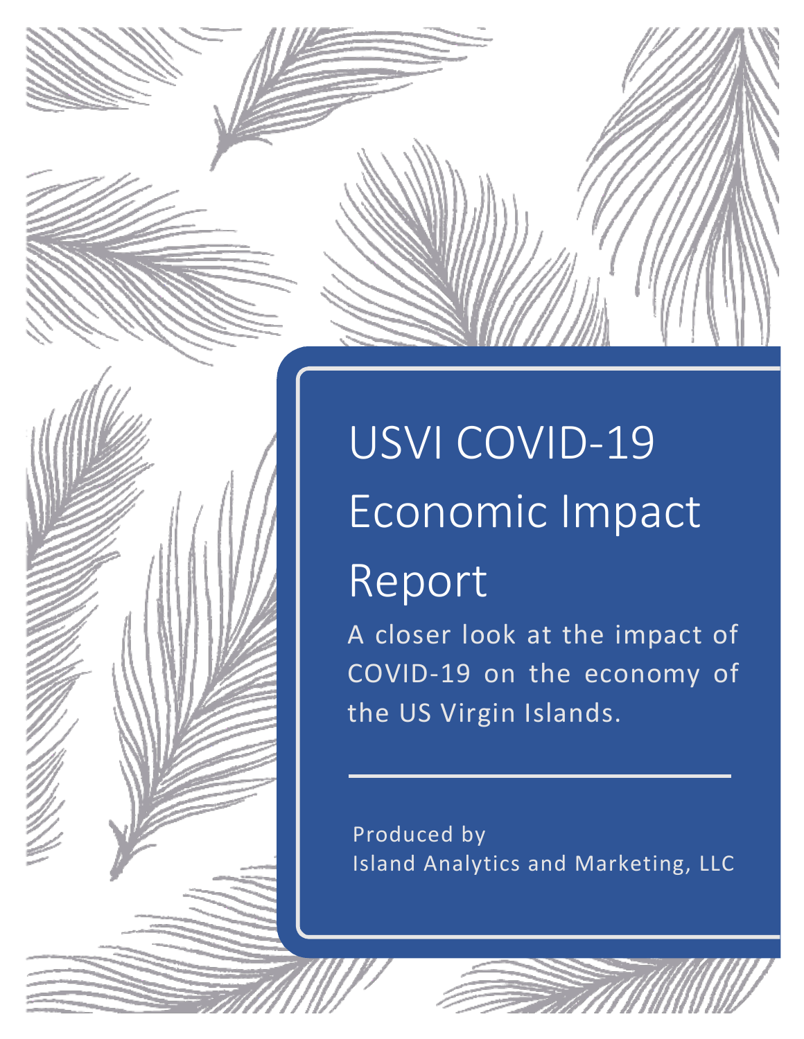# USVI COVID-19 Economic Impact Report

A closer look at the impact of COVID-19 on the economy of the US Virgin Islands.

Produced by
Island Analytics and Marketing, LLC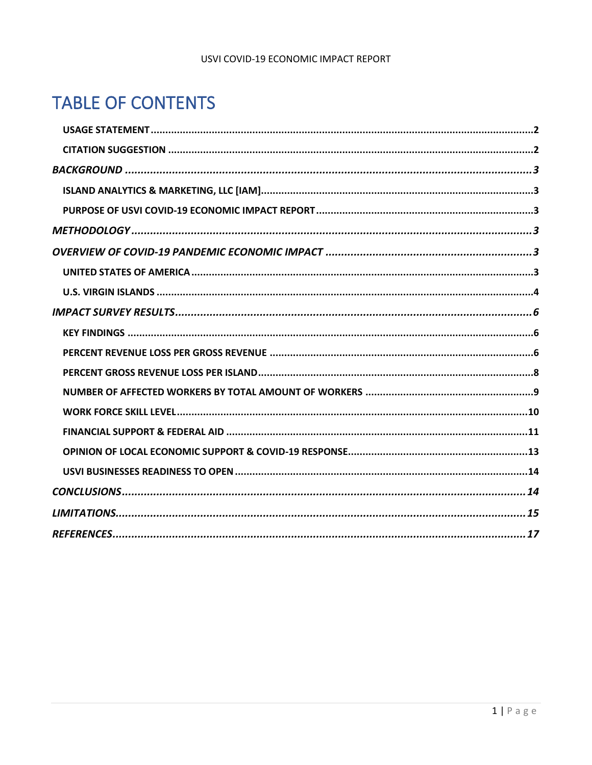# TABLE OF CONTENTS

- **USAGE STATEMENT** ... 2
- **CITATION SUGGESTION** ... 2
- ***BACKGROUND*** ... 3
  - **ISLAND ANALYTICS & MARKETING, LLC [IAM]** ... 3
  - **PURPOSE OF USVI COVID-19 ECONOMIC IMPACT REPORT** ... 3
- ***METHODOLOGY*** ... 3
- ***OVERVIEW OF COVID-19 PANDEMIC ECONOMIC IMPACT*** ... 3
  - **UNITED STATES OF AMERICA** ... 3
  - **U.S. VIRGIN ISLANDS** ... 4
- ***IMPACT SURVEY RESULTS*** ... 6
  - **KEY FINDINGS** ... 6
  - **PERCENT REVENUE LOSS PER GROSS REVENUE** ... 6
  - **PERCENT GROSS REVENUE LOSS PER ISLAND** ... 8
  - **NUMBER OF AFFECTED WORKERS BY TOTAL AMOUNT OF WORKERS** ... 9
  - **WORK FORCE SKILL LEVEL** ... 10
  - **FINANCIAL SUPPORT & FEDERAL AID** ... 11
  - **OPINION OF LOCAL ECONOMIC SUPPORT & COVID-19 RESPONSE** ... 13
  - **USVI BUSINESSES READINESS TO OPEN** ... 14
- ***CONCLUSIONS*** ... 14
- ***LIMITATIONS*** ... 15
- ***REFERENCES*** ... 17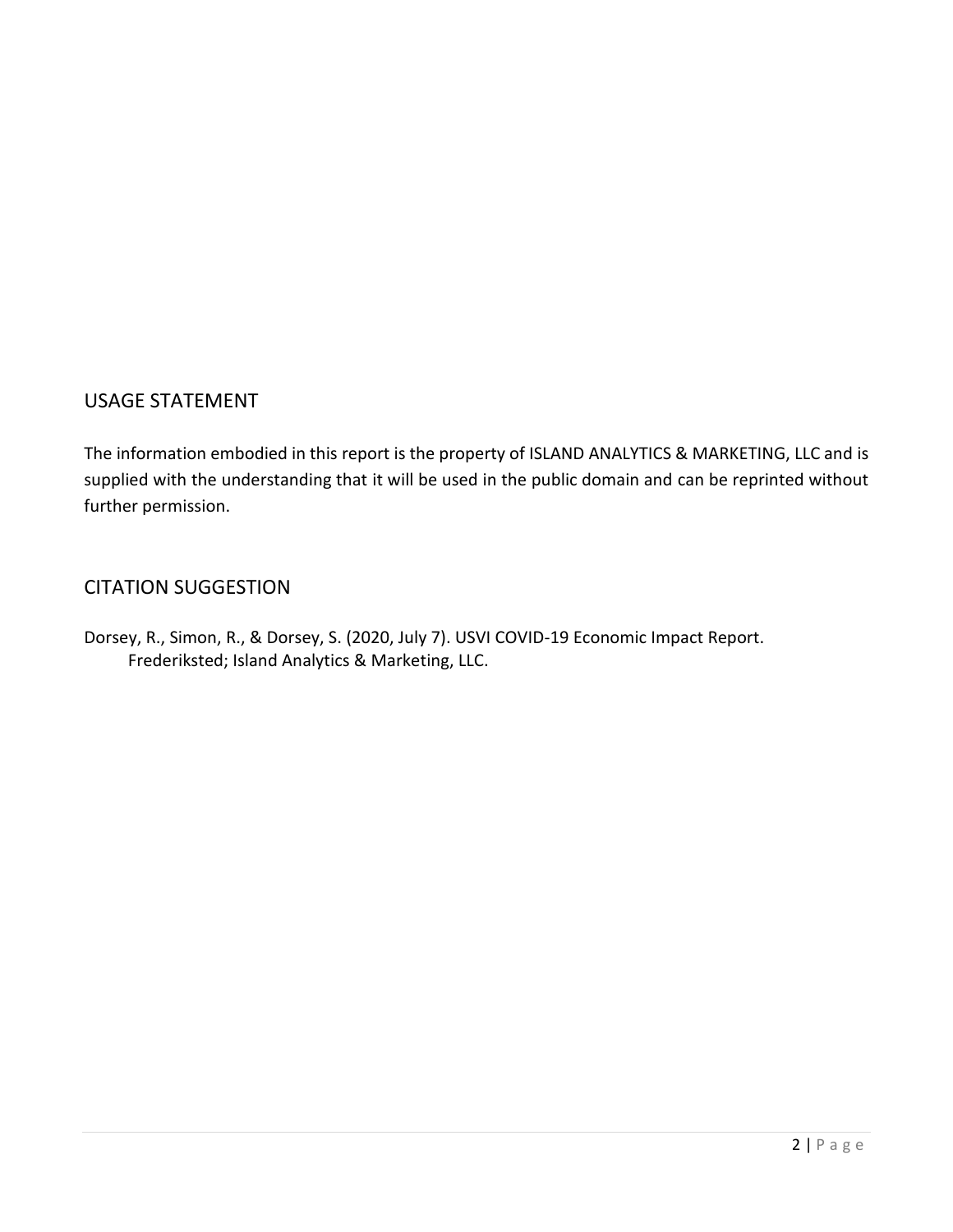## USAGE STATEMENT

The information embodied in this report is the property of ISLAND ANALYTICS & MARKETING, LLC and is supplied with the understanding that it will be used in the public domain and can be reprinted without further permission.

## CITATION SUGGESTION

Dorsey, R., Simon, R., & Dorsey, S. (2020, July 7). USVI COVID-19 Economic Impact Report. Frederiksted; Island Analytics & Marketing, LLC.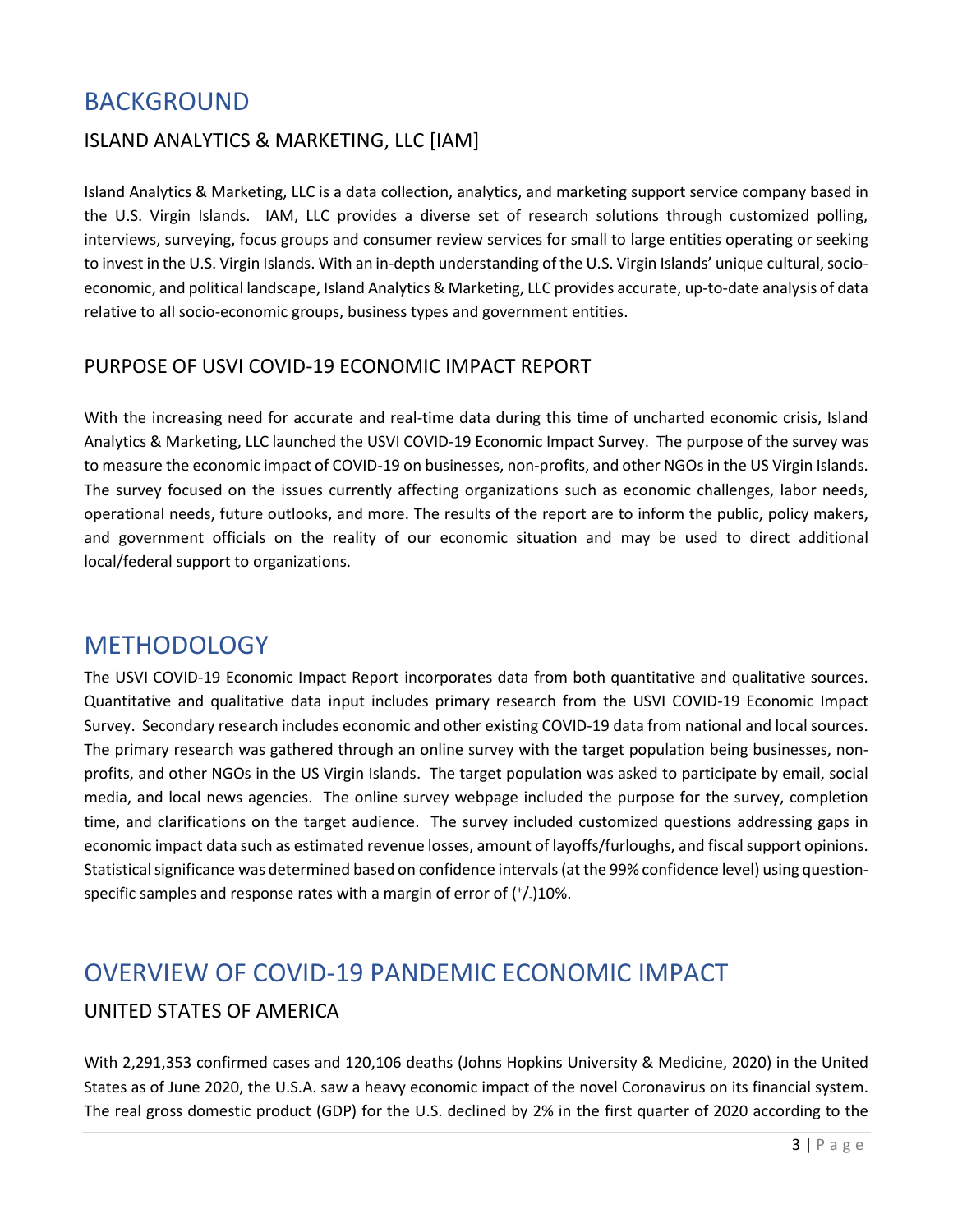# BACKGROUND

## ISLAND ANALYTICS & MARKETING, LLC [IAM]

Island Analytics & Marketing, LLC is a data collection, analytics, and marketing support service company based in the U.S. Virgin Islands. IAM, LLC provides a diverse set of research solutions through customized polling, interviews, surveying, focus groups and consumer review services for small to large entities operating or seeking to invest in the U.S. Virgin Islands. With an in-depth understanding of the U.S. Virgin Islands' unique cultural, socio-economic, and political landscape, Island Analytics & Marketing, LLC provides accurate, up-to-date analysis of data relative to all socio-economic groups, business types and government entities.

## PURPOSE OF USVI COVID-19 ECONOMIC IMPACT REPORT

With the increasing need for accurate and real-time data during this time of uncharted economic crisis, Island Analytics & Marketing, LLC launched the USVI COVID-19 Economic Impact Survey. The purpose of the survey was to measure the economic impact of COVID-19 on businesses, non-profits, and other NGOs in the US Virgin Islands. The survey focused on the issues currently affecting organizations such as economic challenges, labor needs, operational needs, future outlooks, and more. The results of the report are to inform the public, policy makers, and government officials on the reality of our economic situation and may be used to direct additional local/federal support to organizations.

# METHODOLOGY

The USVI COVID-19 Economic Impact Report incorporates data from both quantitative and qualitative sources. Quantitative and qualitative data input includes primary research from the USVI COVID-19 Economic Impact Survey. Secondary research includes economic and other existing COVID-19 data from national and local sources. The primary research was gathered through an online survey with the target population being businesses, non-profits, and other NGOs in the US Virgin Islands. The target population was asked to participate by email, social media, and local news agencies. The online survey webpage included the purpose for the survey, completion time, and clarifications on the target audience. The survey included customized questions addressing gaps in economic impact data such as estimated revenue losses, amount of layoffs/furloughs, and fiscal support opinions. Statistical significance was determined based on confidence intervals (at the 99% confidence level) using question-specific samples and response rates with a margin of error of $(^{+}/_{-})$10%.

# OVERVIEW OF COVID-19 PANDEMIC ECONOMIC IMPACT

## UNITED STATES OF AMERICA

With 2,291,353 confirmed cases and 120,106 deaths (Johns Hopkins University & Medicine, 2020) in the United States as of June 2020, the U.S.A. saw a heavy economic impact of the novel Coronavirus on its financial system. The real gross domestic product (GDP) for the U.S. declined by 2% in the first quarter of 2020 according to the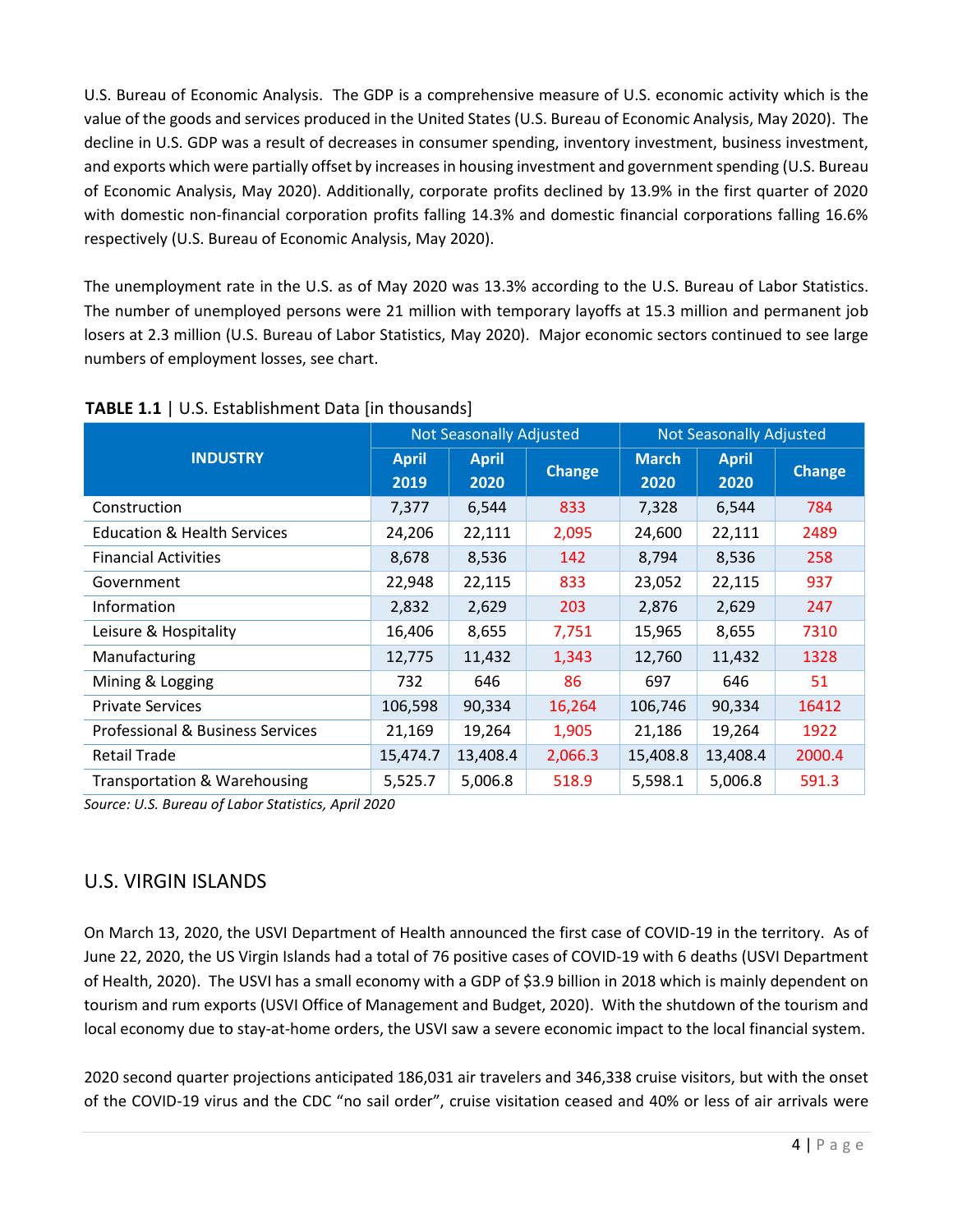U.S. Bureau of Economic Analysis. The GDP is a comprehensive measure of U.S. economic activity which is the value of the goods and services produced in the United States (U.S. Bureau of Economic Analysis, May 2020). The decline in U.S. GDP was a result of decreases in consumer spending, inventory investment, business investment, and exports which were partially offset by increases in housing investment and government spending (U.S. Bureau of Economic Analysis, May 2020). Additionally, corporate profits declined by 13.9% in the first quarter of 2020 with domestic non-financial corporation profits falling 14.3% and domestic financial corporations falling 16.6% respectively (U.S. Bureau of Economic Analysis, May 2020).

The unemployment rate in the U.S. as of May 2020 was 13.3% according to the U.S. Bureau of Labor Statistics. The number of unemployed persons were 21 million with temporary layoffs at 15.3 million and permanent job losers at 2.3 million (U.S. Bureau of Labor Statistics, May 2020). Major economic sectors continued to see large numbers of employment losses, see chart.

**TABLE 1.1** | U.S. Establishment Data [in thousands]

| INDUSTRY | Not Seasonally Adjusted | | | Not Seasonally Adjusted | | |
|---|---|---|---|---|---|---|
| | April 2019 | April 2020 | Change | March 2020 | April 2020 | Change |
| Construction | 7,377 | 6,544 | 833 | 7,328 | 6,544 | 784 |
| Education & Health Services | 24,206 | 22,111 | 2,095 | 24,600 | 22,111 | 2489 |
| Financial Activities | 8,678 | 8,536 | 142 | 8,794 | 8,536 | 258 |
| Government | 22,948 | 22,115 | 833 | 23,052 | 22,115 | 937 |
| Information | 2,832 | 2,629 | 203 | 2,876 | 2,629 | 247 |
| Leisure & Hospitality | 16,406 | 8,655 | 7,751 | 15,965 | 8,655 | 7310 |
| Manufacturing | 12,775 | 11,432 | 1,343 | 12,760 | 11,432 | 1328 |
| Mining & Logging | 732 | 646 | 86 | 697 | 646 | 51 |
| Private Services | 106,598 | 90,334 | 16,264 | 106,746 | 90,334 | 16412 |
| Professional & Business Services | 21,169 | 19,264 | 1,905 | 21,186 | 19,264 | 1922 |
| Retail Trade | 15,474.7 | 13,408.4 | 2,066.3 | 15,408.8 | 13,408.4 | 2000.4 |
| Transportation & Warehousing | 5,525.7 | 5,006.8 | 518.9 | 5,598.1 | 5,006.8 | 591.3 |

*Source: U.S. Bureau of Labor Statistics, April 2020*

## U.S. VIRGIN ISLANDS

On March 13, 2020, the USVI Department of Health announced the first case of COVID-19 in the territory. As of June 22, 2020, the US Virgin Islands had a total of 76 positive cases of COVID-19 with 6 deaths (USVI Department of Health, 2020). The USVI has a small economy with a GDP of $3.9 billion in 2018 which is mainly dependent on tourism and rum exports (USVI Office of Management and Budget, 2020). With the shutdown of the tourism and local economy due to stay-at-home orders, the USVI saw a severe economic impact to the local financial system.

2020 second quarter projections anticipated 186,031 air travelers and 346,338 cruise visitors, but with the onset of the COVID-19 virus and the CDC "no sail order", cruise visitation ceased and 40% or less of air arrivals were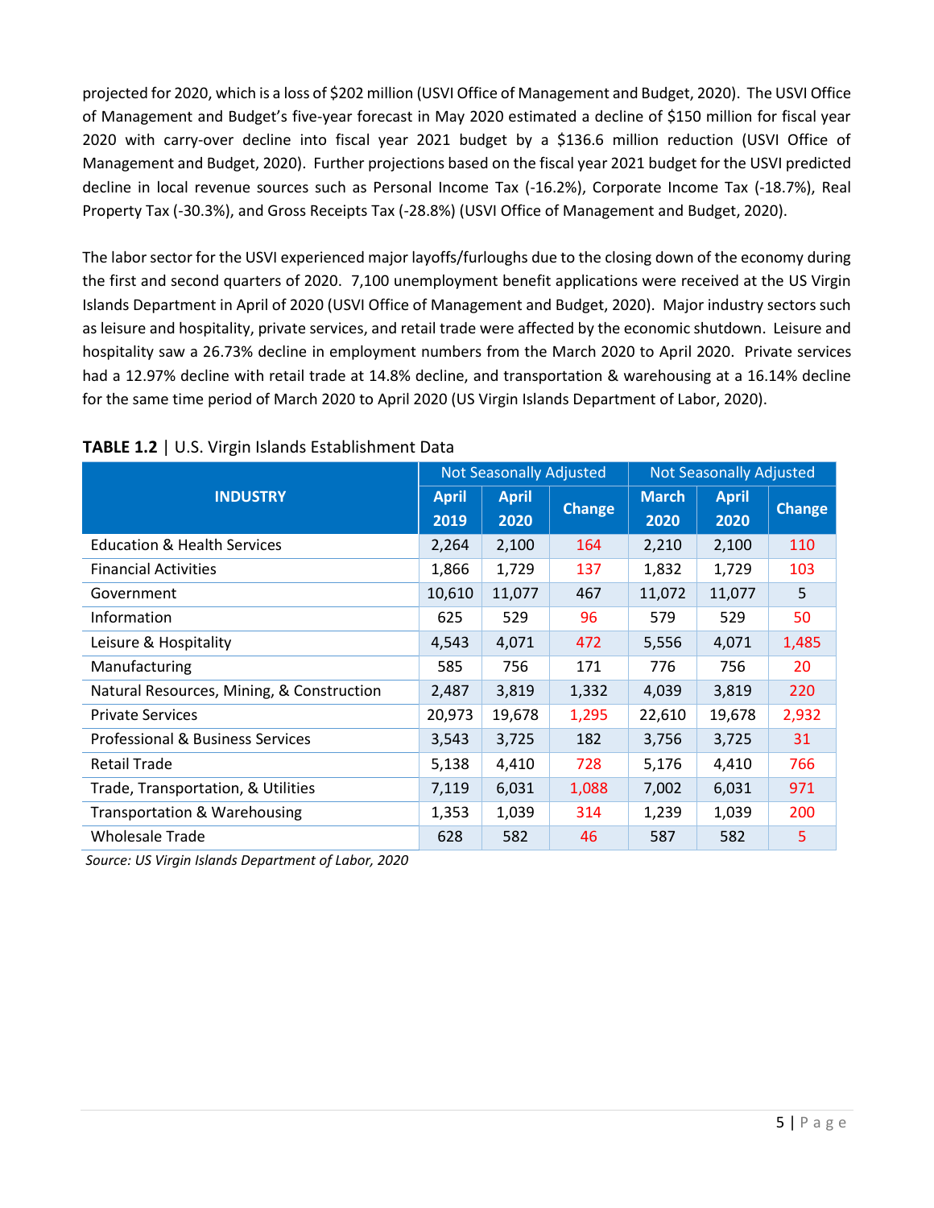projected for 2020, which is a loss of $202 million (USVI Office of Management and Budget, 2020). The USVI Office of Management and Budget's five-year forecast in May 2020 estimated a decline of $150 million for fiscal year 2020 with carry-over decline into fiscal year 2021 budget by a $136.6 million reduction (USVI Office of Management and Budget, 2020). Further projections based on the fiscal year 2021 budget for the USVI predicted decline in local revenue sources such as Personal Income Tax (-16.2%), Corporate Income Tax (-18.7%), Real Property Tax (-30.3%), and Gross Receipts Tax (-28.8%) (USVI Office of Management and Budget, 2020).

The labor sector for the USVI experienced major layoffs/furloughs due to the closing down of the economy during the first and second quarters of 2020. 7,100 unemployment benefit applications were received at the US Virgin Islands Department in April of 2020 (USVI Office of Management and Budget, 2020). Major industry sectors such as leisure and hospitality, private services, and retail trade were affected by the economic shutdown. Leisure and hospitality saw a 26.73% decline in employment numbers from the March 2020 to April 2020. Private services had a 12.97% decline with retail trade at 14.8% decline, and transportation & warehousing at a 16.14% decline for the same time period of March 2020 to April 2020 (US Virgin Islands Department of Labor, 2020).

**TABLE 1.2** | U.S. Virgin Islands Establishment Data

| INDUSTRY | Not Seasonally Adjusted | | | Not Seasonally Adjusted | | |
|---|---|---|---|---|---|---|
| | April 2019 | April 2020 | Change | March 2020 | April 2020 | Change |
| Education & Health Services | 2,264 | 2,100 | 164 | 2,210 | 2,100 | 110 |
| Financial Activities | 1,866 | 1,729 | 137 | 1,832 | 1,729 | 103 |
| Government | 10,610 | 11,077 | 467 | 11,072 | 11,077 | 5 |
| Information | 625 | 529 | 96 | 579 | 529 | 50 |
| Leisure & Hospitality | 4,543 | 4,071 | 472 | 5,556 | 4,071 | 1,485 |
| Manufacturing | 585 | 756 | 171 | 776 | 756 | 20 |
| Natural Resources, Mining, & Construction | 2,487 | 3,819 | 1,332 | 4,039 | 3,819 | 220 |
| Private Services | 20,973 | 19,678 | 1,295 | 22,610 | 19,678 | 2,932 |
| Professional & Business Services | 3,543 | 3,725 | 182 | 3,756 | 3,725 | 31 |
| Retail Trade | 5,138 | 4,410 | 728 | 5,176 | 4,410 | 766 |
| Trade, Transportation, & Utilities | 7,119 | 6,031 | 1,088 | 7,002 | 6,031 | 971 |
| Transportation & Warehousing | 1,353 | 1,039 | 314 | 1,239 | 1,039 | 200 |
| Wholesale Trade | 628 | 582 | 46 | 587 | 582 | 5 |

*Source: US Virgin Islands Department of Labor, 2020*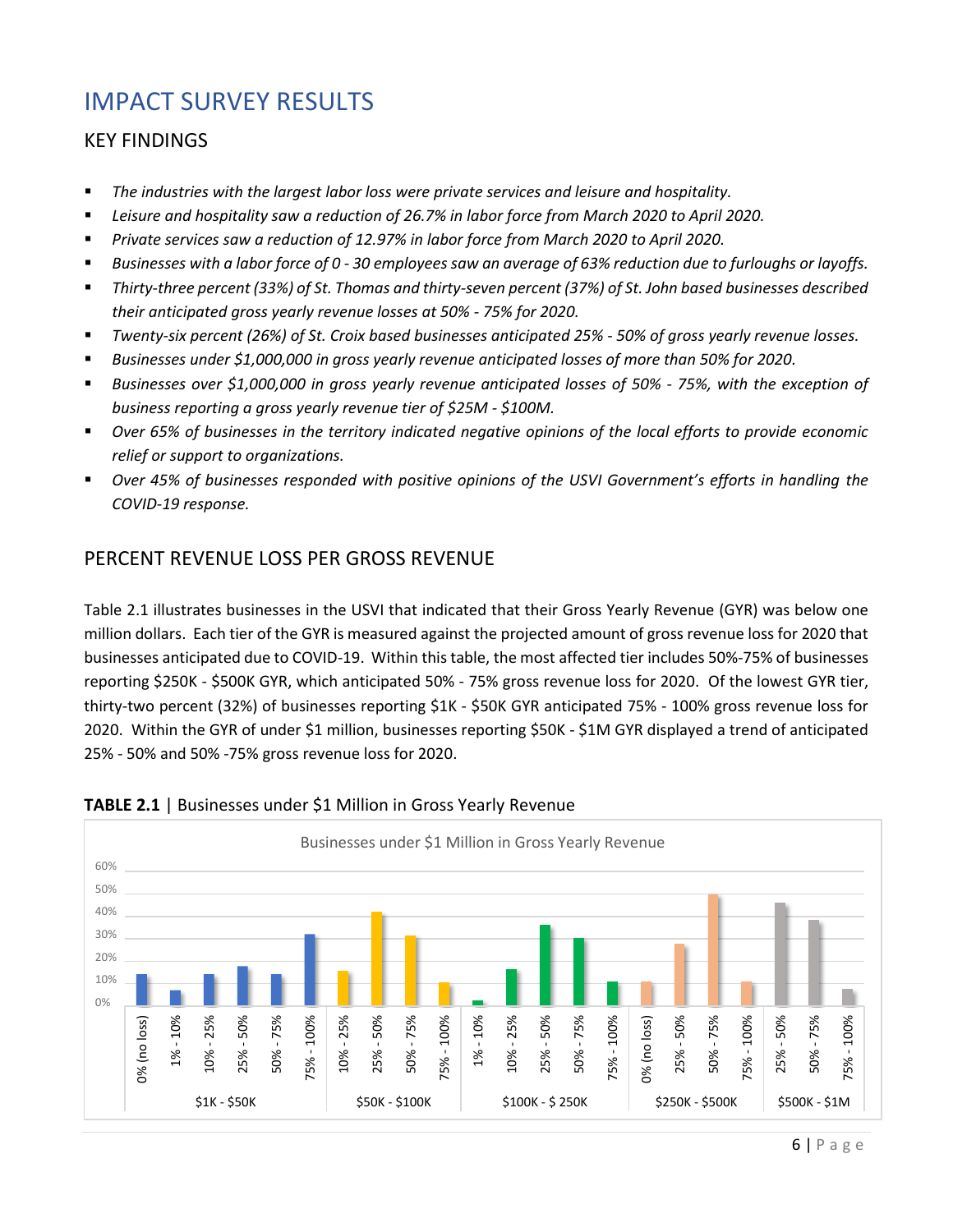# IMPACT SURVEY RESULTS

## KEY FINDINGS

- *The industries with the largest labor loss were private services and leisure and hospitality.*
- *Leisure and hospitality saw a reduction of 26.7% in labor force from March 2020 to April 2020.*
- *Private services saw a reduction of 12.97% in labor force from March 2020 to April 2020.*
- *Businesses with a labor force of 0 - 30 employees saw an average of 63% reduction due to furloughs or layoffs.*
- *Thirty-three percent (33%) of St. Thomas and thirty-seven percent (37%) of St. John based businesses described their anticipated gross yearly revenue losses at 50% - 75% for 2020.*
- *Twenty-six percent (26%) of St. Croix based businesses anticipated 25% - 50% of gross yearly revenue losses.*
- *Businesses under $1,000,000 in gross yearly revenue anticipated losses of more than 50% for 2020.*
- *Businesses over $1,000,000 in gross yearly revenue anticipated losses of 50% - 75%, with the exception of business reporting a gross yearly revenue tier of $25M - $100M.*
- *Over 65% of businesses in the territory indicated negative opinions of the local efforts to provide economic relief or support to organizations.*
- *Over 45% of businesses responded with positive opinions of the USVI Government's efforts in handling the COVID-19 response.*

## PERCENT REVENUE LOSS PER GROSS REVENUE

Table 2.1 illustrates businesses in the USVI that indicated that their Gross Yearly Revenue (GYR) was below one million dollars. Each tier of the GYR is measured against the projected amount of gross revenue loss for 2020 that businesses anticipated due to COVID-19. Within this table, the most affected tier includes 50%-75% of businesses reporting $250K - $500K GYR, which anticipated 50% - 75% gross revenue loss for 2020. Of the lowest GYR tier, thirty-two percent (32%) of businesses reporting $1K - $50K GYR anticipated 75% - 100% gross revenue loss for 2020. Within the GYR of under $1 million, businesses reporting $50K - $1M GYR displayed a trend of anticipated 25% - 50% and 50% -75% gross revenue loss for 2020.

**TABLE 2.1** | Businesses under $1 Million in Gross Yearly Revenue

Businesses under $1 Million in Gross Yearly Revenue

| GYR Tier | Anticipated Loss | Approx. % of Businesses |
|---|---|---|
| $1K - $50K | 0% (no loss) | 14% |
| | 1% - 10% | 7% |
| | 10% - 25% | 14% |
| | 25% - 50% | 18% |
| | 50% - 75% | 14% |
| | 75% - 100% | 32% |
| $50K - $100K | 10% - 25% | 16% |
| | 25% - 50% | 42% |
| | 50% - 75% | 31% |
| | 75% - 100% | 10% |
| $100K - $ 250K | 1% - 10% | 2% |
| | 10% - 25% | 16% |
| | 25% - 50% | 36% |
| | 50% - 75% | 30% |
| | 75% - 100% | 11% |
| $250K - $500K | 0% (no loss) | 11% |
| | 25% - 50% | 28% |
| | 50% - 75% | 50% |
| | 75% - 100% | 11% |
| $500K - $1M | 25% - 50% | 46% |
| | 50% - 75% | 38% |
| | 75% - 100% | 8% |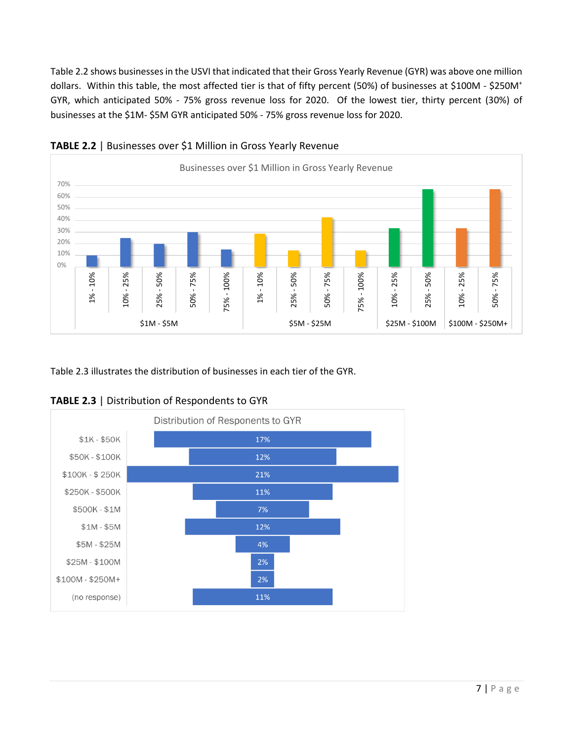Table 2.2 shows businesses in the USVI that indicated that their Gross Yearly Revenue (GYR) was above one million dollars. Within this table, the most affected tier is that of fifty percent (50%) of businesses at \$100M - \$250M+ GYR, which anticipated 50% - 75% gross revenue loss for 2020. Of the lowest tier, thirty percent (30%) of businesses at the \$1M- \$5M GYR anticipated 50% - 75% gross revenue loss for 2020.

**TABLE 2.2** | Businesses over \$1 Million in Gross Yearly Revenue

Businesses over \$1 Million in Gross Yearly Revenue

| GYR Tier | Anticipated Loss | Approx. % of Businesses |
|---|---|---|
| \$1M - \$5M | 1% - 10% | 10% |
| | 10% - 25% | 25% |
| | 25% - 50% | 20% |
| | 50% - 75% | 30% |
| | 75% - 100% | 15% |
| \$5M - \$25M | 1% - 10% | 29% |
| | 25% - 50% | 14% |
| | 50% - 75% | 43% |
| | 75% - 100% | 14% |
| \$25M - \$100M | 10% - 25% | 33% |
| | 25% - 50% | 67% |
| \$100M - \$250M+ | 10% - 25% | 33% |
| | 50% - 75% | 67% |

Table 2.3 illustrates the distribution of businesses in each tier of the GYR.

**TABLE 2.3** | Distribution of Respondents to GYR

Distribution of Responents to GYR

| GYR | % |
|---|---|
| \$1K - \$50K | 17% |
| \$50K - \$100K | 12% |
| \$100K - \$ 250K | 21% |
| \$250K - \$500K | 11% |
| \$500K - \$1M | 7% |
| \$1M - \$5M | 12% |
| \$5M - \$25M | 4% |
| \$25M - \$100M | 2% |
| \$100M - \$250M+ | 2% |
| (no response) | 11% |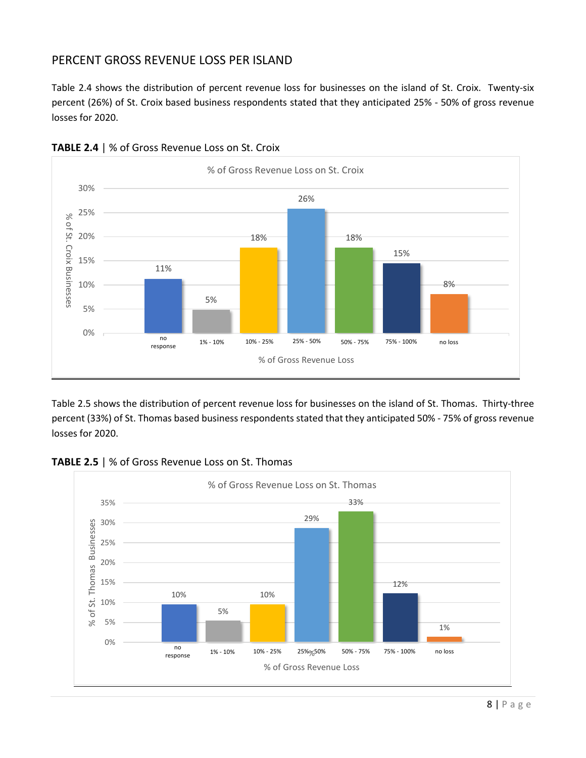## PERCENT GROSS REVENUE LOSS PER ISLAND

Table 2.4 shows the distribution of percent revenue loss for businesses on the island of St. Croix. Twenty-six percent (26%) of St. Croix based business respondents stated that they anticipated 25% - 50% of gross revenue losses for 2020.

**TABLE 2.4** | % of Gross Revenue Loss on St. Croix

| % of Gross Revenue Loss | % of St. Croix Businesses |
|---|---|
| no response | 11% |
| 1% - 10% | 5% |
| 10% - 25% | 18% |
| 25% - 50% | 26% |
| 50% - 75% | 18% |
| 75% - 100% | 15% |
| no loss | 8% |

Table 2.5 shows the distribution of percent revenue loss for businesses on the island of St. Thomas. Thirty-three percent (33%) of St. Thomas based business respondents stated that they anticipated 50% - 75% of gross revenue losses for 2020.

**TABLE 2.5** | % of Gross Revenue Loss on St. Thomas

| % of Gross Revenue Loss | % of St. Thomas Businesses |
|---|---|
| no response | 10% |
| 1% - 10% | 5% |
| 10% - 25% | 10% |
| 25% - 50% | 29% |
| 50% - 75% | 33% |
| 75% - 100% | 12% |
| no loss | 1% |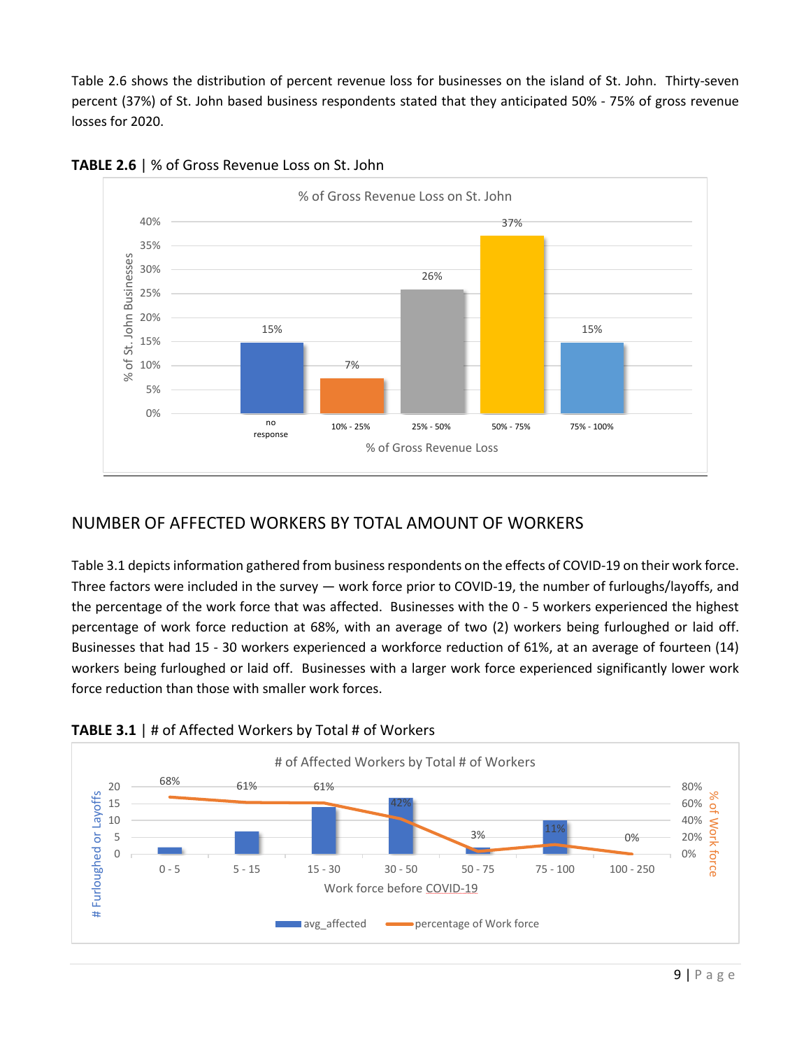Table 2.6 shows the distribution of percent revenue loss for businesses on the island of St. John. Thirty-seven percent (37%) of St. John based business respondents stated that they anticipated 50% - 75% of gross revenue losses for 2020.

**TABLE 2.6** | % of Gross Revenue Loss on St. John

| % of Gross Revenue Loss | % of St. John Businesses |
|---|---|
| no response | 15% |
| 10% - 25% | 7% |
| 25% - 50% | 26% |
| 50% - 75% | 37% |
| 75% - 100% | 15% |

## NUMBER OF AFFECTED WORKERS BY TOTAL AMOUNT OF WORKERS

Table 3.1 depicts information gathered from business respondents on the effects of COVID-19 on their work force. Three factors were included in the survey — work force prior to COVID-19, the number of furloughs/layoffs, and the percentage of the work force that was affected. Businesses with the 0 - 5 workers experienced the highest percentage of work force reduction at 68%, with an average of two (2) workers being furloughed or laid off. Businesses that had 15 - 30 workers experienced a workforce reduction of 61%, at an average of fourteen (14) workers being furloughed or laid off. Businesses with a larger work force experienced significantly lower work force reduction than those with smaller work forces.

**TABLE 3.1** | # of Affected Workers by Total # of Workers

| Work force before COVID-19 | percentage of Work force |
|---|---|
| 0 - 5 | 68% |
| 5 - 15 | 61% |
| 15 - 30 | 61% |
| 30 - 50 | 42% |
| 50 - 75 | 3% |
| 75 - 100 | 11% |
| 100 - 250 | 0% |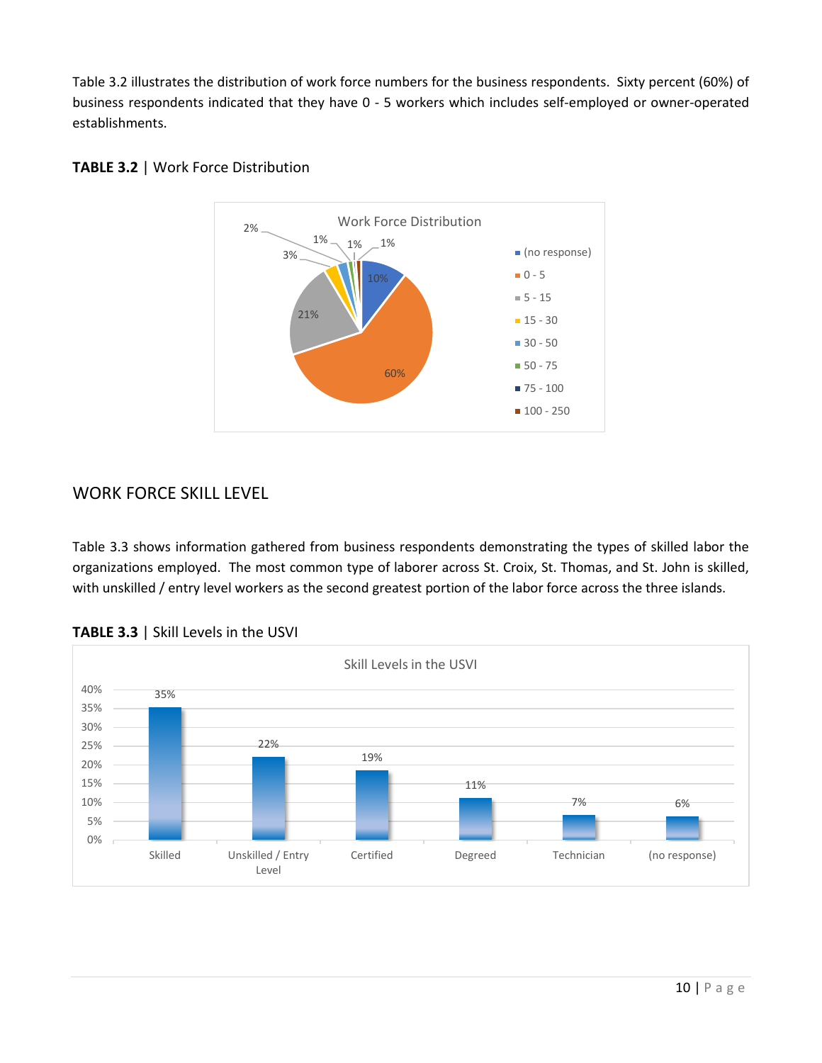Table 3.2 illustrates the distribution of work force numbers for the business respondents. Sixty percent (60%) of business respondents indicated that they have 0 - 5 workers which includes self-employed or owner-operated establishments.

**TABLE 3.2** | Work Force Distribution

Work Force Distribution

| Work Force | Percentage |
|---|---|
| (no response) | 10% |
| 0 - 5 | 60% |
| 5 - 15 | 21% |
| 15 - 30 | 3% |
| 30 - 50 | 2% |
| 50 - 75 | 1% |
| 75 - 100 | 1% |
| 100 - 250 | 1% |

## WORK FORCE SKILL LEVEL

Table 3.3 shows information gathered from business respondents demonstrating the types of skilled labor the organizations employed. The most common type of laborer across St. Croix, St. Thomas, and St. John is skilled, with unskilled / entry level workers as the second greatest portion of the labor force across the three islands.

**TABLE 3.3** | Skill Levels in the USVI

Skill Levels in the USVI

| Skill Level | Percentage |
|---|---|
| Skilled | 35% |
| Unskilled / Entry Level | 22% |
| Certified | 19% |
| Degreed | 11% |
| Technician | 7% |
| (no response) | 6% |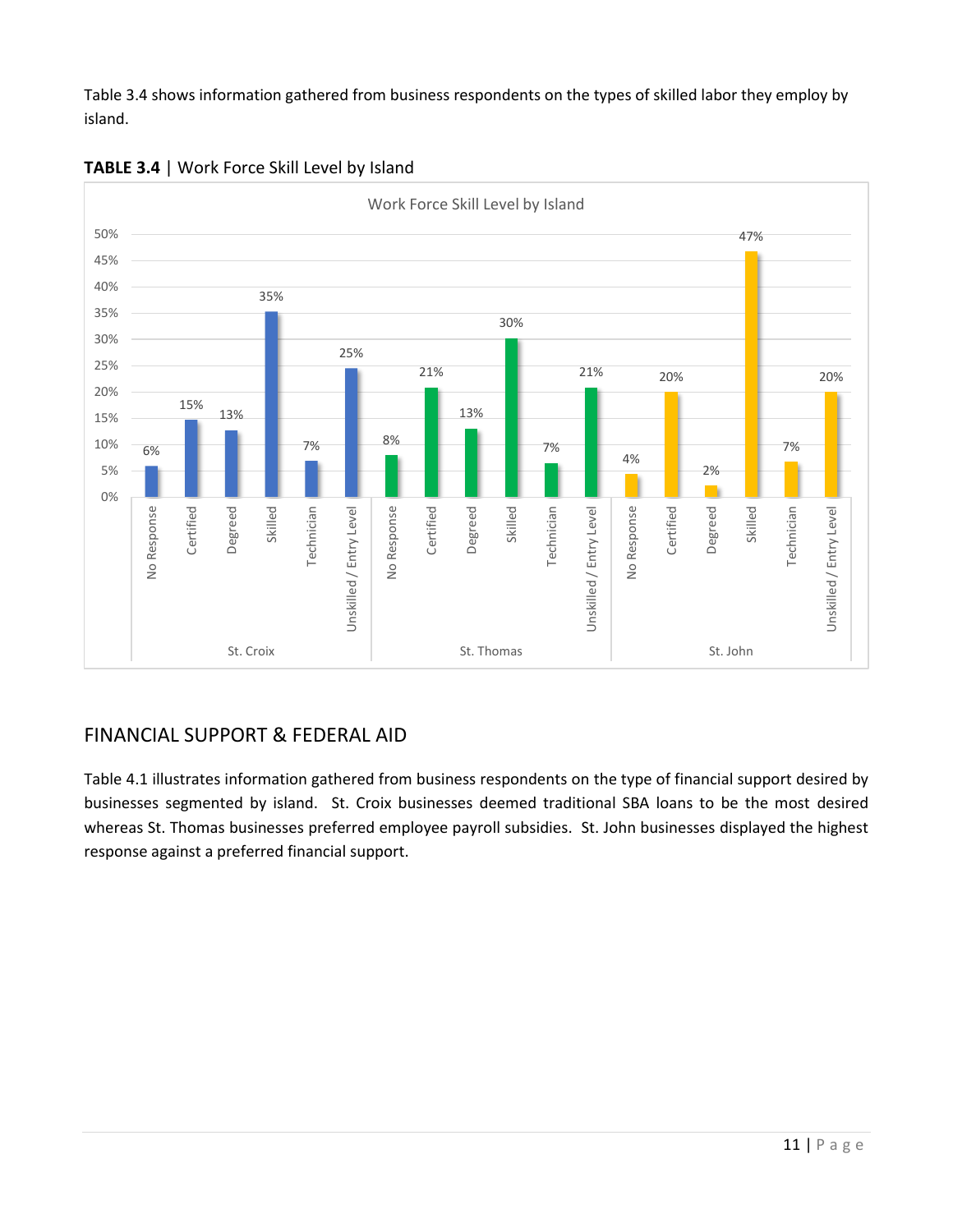Table 3.4 shows information gathered from business respondents on the types of skilled labor they employ by island.

**TABLE 3.4** | Work Force Skill Level by Island

Work Force Skill Level by Island

| Skill Level | St. Croix | St. Thomas | St. John |
|---|---|---|---|
| No Response | 6% | 8% | 4% |
| Certified | 15% | 21% | 20% |
| Degreed | 13% | 13% | 2% |
| Skilled | 35% | 30% | 47% |
| Technician | 7% | 7% | 7% |
| Unskilled / Entry Level | 25% | 21% | 20% |

## FINANCIAL SUPPORT & FEDERAL AID

Table 4.1 illustrates information gathered from business respondents on the type of financial support desired by businesses segmented by island. St. Croix businesses deemed traditional SBA loans to be the most desired whereas St. Thomas businesses preferred employee payroll subsidies. St. John businesses displayed the highest response against a preferred financial support.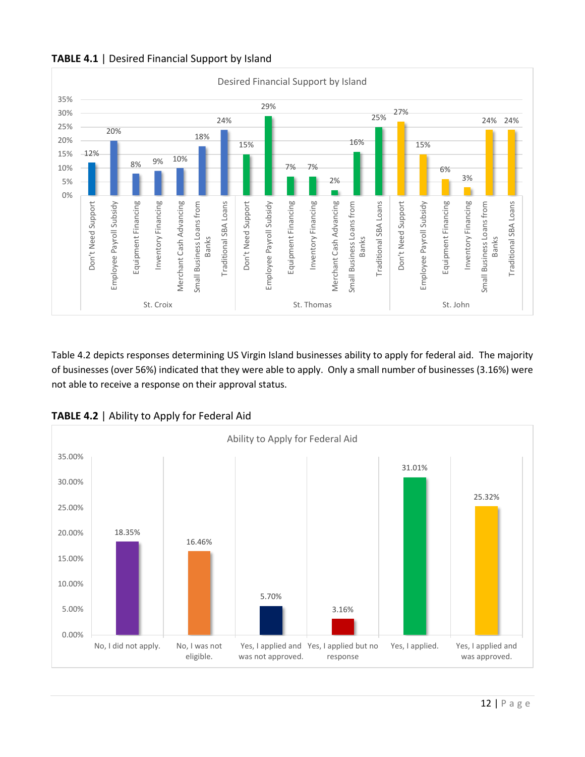**TABLE 4.1** | Desired Financial Support by Island

Desired Financial Support by Island

| Island | Support Type | Percentage |
|---|---|---|
| St. Croix | Don't Need Support | 12% |
| St. Croix | Employee Payroll Subsidy | 20% |
| St. Croix | Equipment Financing | 8% |
| St. Croix | Inventory Financing | 9% |
| St. Croix | Merchant Cash Advancing | 10% |
| St. Croix | Small Business Loans from Banks | 18% |
| St. Croix | Traditional SBA Loans | 24% |
| St. Thomas | Don't Need Support | 15% |
| St. Thomas | Employee Payroll Subsidy | 29% |
| St. Thomas | Equipment Financing | 7% |
| St. Thomas | Inventory Financing | 7% |
| St. Thomas | Merchant Cash Advancing | 2% |
| St. Thomas | Small Business Loans from Banks | 16% |
| St. Thomas | Traditional SBA Loans | 25% |
| St. John | Don't Need Support | 27% |
| St. John | Employee Payroll Subsidy | 15% |
| St. John | Equipment Financing | 6% |
| St. John | Inventory Financing | 3% |
| St. John | Small Business Loans from Banks | 24% |
| St. John | Traditional SBA Loans | 24% |

Table 4.2 depicts responses determining US Virgin Island businesses ability to apply for federal aid. The majority of businesses (over 56%) indicated that they were able to apply. Only a small number of businesses (3.16%) were not able to receive a response on their approval status.

**TABLE 4.2** | Ability to Apply for Federal Aid

Ability to Apply for Federal Aid

| Response | Percentage |
|---|---|
| No, I did not apply. | 18.35% |
| No, I was not eligible. | 16.46% |
| Yes, I applied and was not approved. | 5.70% |
| Yes, I applied but no response | 3.16% |
| Yes, I applied. | 31.01% |
| Yes, I applied and was approved. | 25.32% |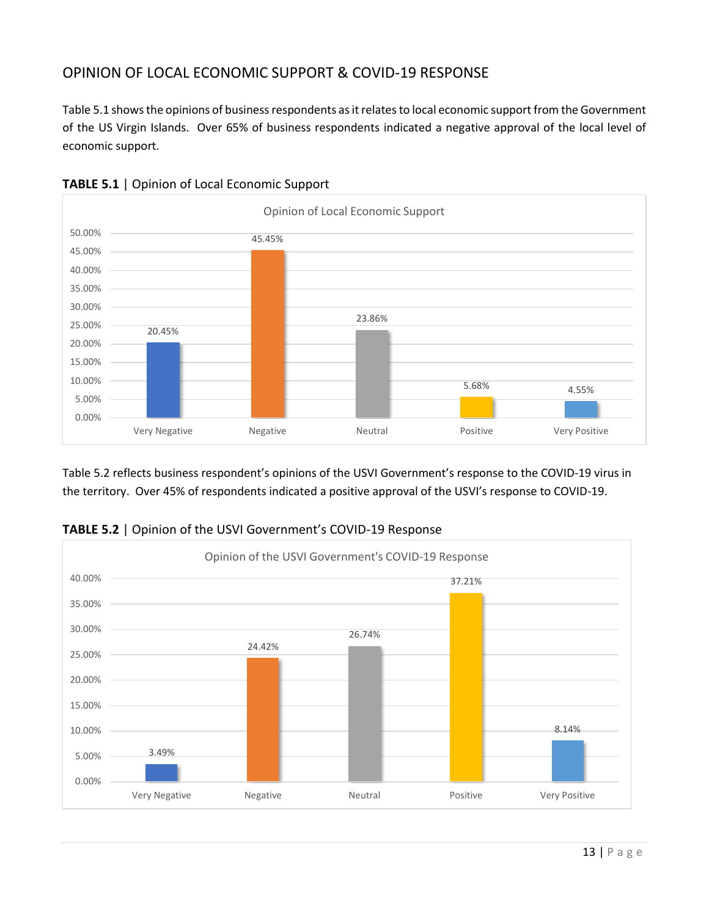## OPINION OF LOCAL ECONOMIC SUPPORT & COVID-19 RESPONSE

Table 5.1 shows the opinions of business respondents as it relates to local economic support from the Government of the US Virgin Islands. Over 65% of business respondents indicated a negative approval of the local level of economic support.

**TABLE 5.1** | Opinion of Local Economic Support

Opinion of Local Economic Support

| Very Negative | Negative | Neutral | Positive | Very Positive |
|---|---|---|---|---|
| 20.45% | 45.45% | 23.86% | 5.68% | 4.55% |

Table 5.2 reflects business respondent's opinions of the USVI Government's response to the COVID-19 virus in the territory. Over 45% of respondents indicated a positive approval of the USVI's response to COVID-19.

**TABLE 5.2** | Opinion of the USVI Government's COVID-19 Response

Opinion of the USVI Government's COVID-19 Response

| Very Negative | Negative | Neutral | Positive | Very Positive |
|---|---|---|---|---|
| 3.49% | 24.42% | 26.74% | 37.21% | 8.14% |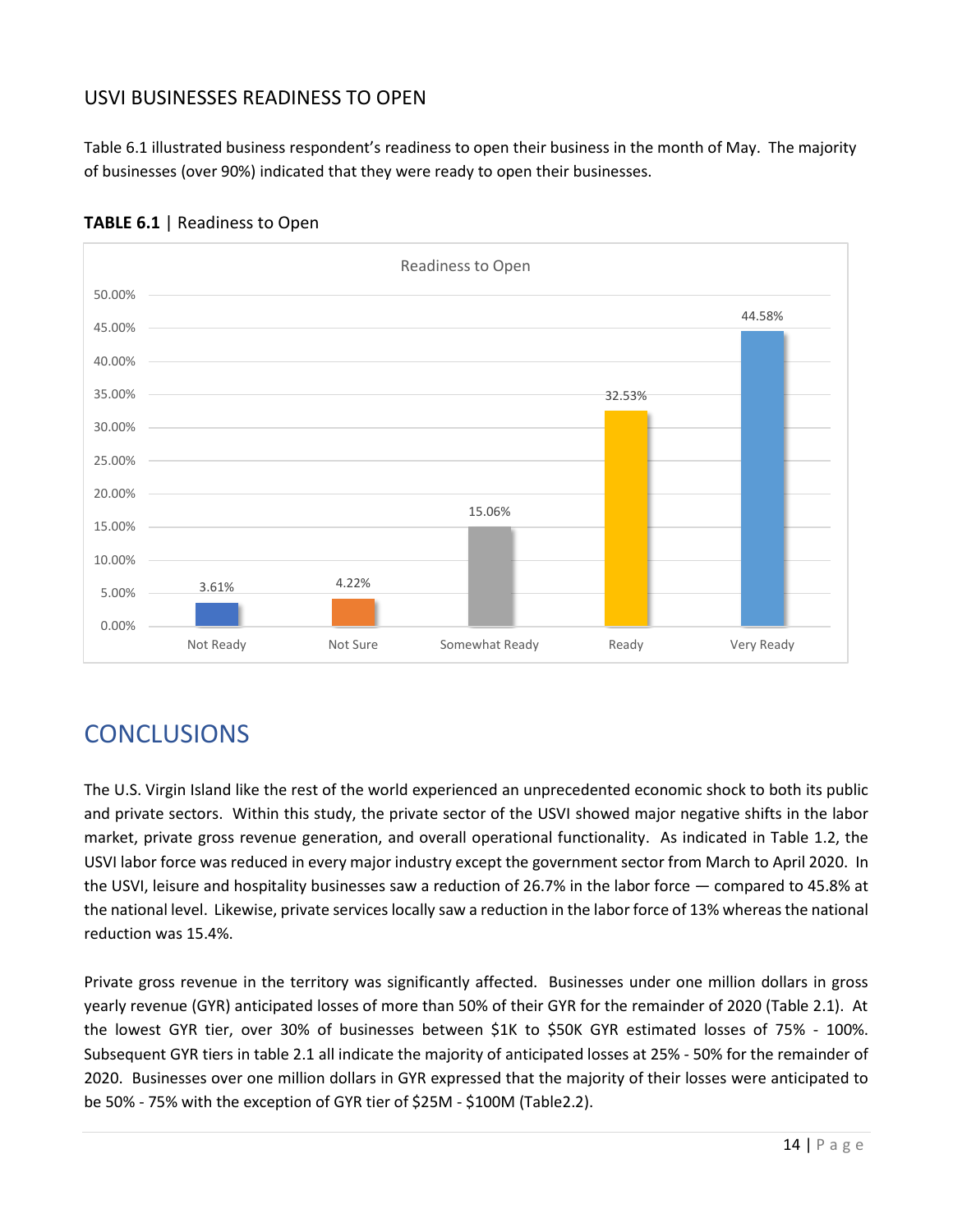## USVI BUSINESSES READINESS TO OPEN

Table 6.1 illustrated business respondent's readiness to open their business in the month of May. The majority of businesses (over 90%) indicated that they were ready to open their businesses.

**TABLE 6.1** | Readiness to Open

| Readiness to Open | Percentage |
| --- | --- |
| Not Ready | 3.61% |
| Not Sure | 4.22% |
| Somewhat Ready | 15.06% |
| Ready | 32.53% |
| Very Ready | 44.58% |

# CONCLUSIONS

The U.S. Virgin Island like the rest of the world experienced an unprecedented economic shock to both its public and private sectors. Within this study, the private sector of the USVI showed major negative shifts in the labor market, private gross revenue generation, and overall operational functionality. As indicated in Table 1.2, the USVI labor force was reduced in every major industry except the government sector from March to April 2020. In the USVI, leisure and hospitality businesses saw a reduction of 26.7% in the labor force — compared to 45.8% at the national level. Likewise, private services locally saw a reduction in the labor force of 13% whereas the national reduction was 15.4%.

Private gross revenue in the territory was significantly affected. Businesses under one million dollars in gross yearly revenue (GYR) anticipated losses of more than 50% of their GYR for the remainder of 2020 (Table 2.1). At the lowest GYR tier, over 30% of businesses between $1K to $50K GYR estimated losses of 75% - 100%. Subsequent GYR tiers in table 2.1 all indicate the majority of anticipated losses at 25% - 50% for the remainder of 2020. Businesses over one million dollars in GYR expressed that the majority of their losses were anticipated to be 50% - 75% with the exception of GYR tier of $25M - $100M (Table2.2).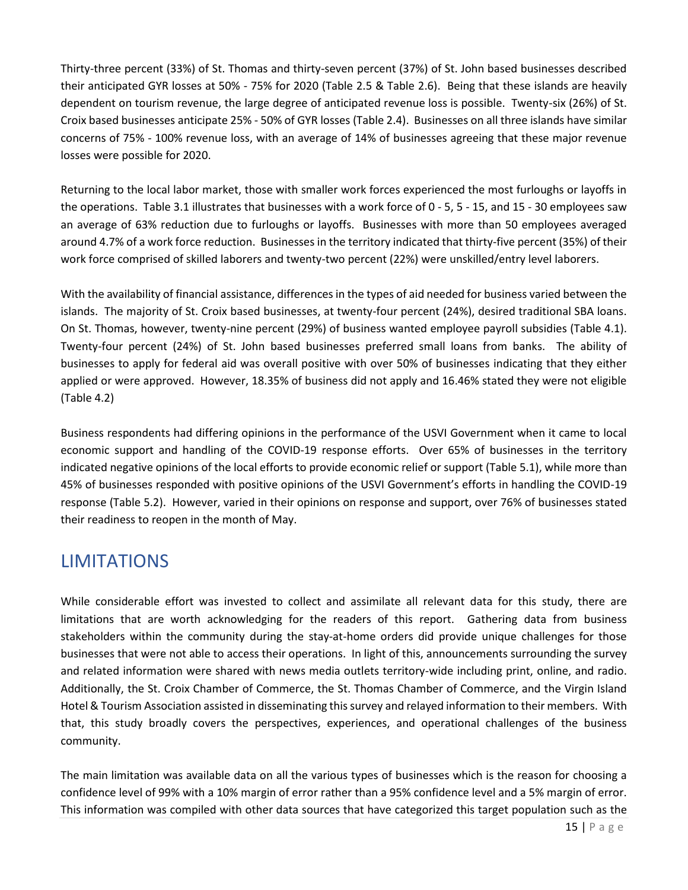Thirty-three percent (33%) of St. Thomas and thirty-seven percent (37%) of St. John based businesses described their anticipated GYR losses at 50% - 75% for 2020 (Table 2.5 & Table 2.6). Being that these islands are heavily dependent on tourism revenue, the large degree of anticipated revenue loss is possible. Twenty-six (26%) of St. Croix based businesses anticipate 25% - 50% of GYR losses (Table 2.4). Businesses on all three islands have similar concerns of 75% - 100% revenue loss, with an average of 14% of businesses agreeing that these major revenue losses were possible for 2020.

Returning to the local labor market, those with smaller work forces experienced the most furloughs or layoffs in the operations. Table 3.1 illustrates that businesses with a work force of 0 - 5, 5 - 15, and 15 - 30 employees saw an average of 63% reduction due to furloughs or layoffs. Businesses with more than 50 employees averaged around 4.7% of a work force reduction. Businesses in the territory indicated that thirty-five percent (35%) of their work force comprised of skilled laborers and twenty-two percent (22%) were unskilled/entry level laborers.

With the availability of financial assistance, differences in the types of aid needed for business varied between the islands. The majority of St. Croix based businesses, at twenty-four percent (24%), desired traditional SBA loans. On St. Thomas, however, twenty-nine percent (29%) of business wanted employee payroll subsidies (Table 4.1). Twenty-four percent (24%) of St. John based businesses preferred small loans from banks. The ability of businesses to apply for federal aid was overall positive with over 50% of businesses indicating that they either applied or were approved. However, 18.35% of business did not apply and 16.46% stated they were not eligible (Table 4.2)

Business respondents had differing opinions in the performance of the USVI Government when it came to local economic support and handling of the COVID-19 response efforts. Over 65% of businesses in the territory indicated negative opinions of the local efforts to provide economic relief or support (Table 5.1), while more than 45% of businesses responded with positive opinions of the USVI Government's efforts in handling the COVID-19 response (Table 5.2). However, varied in their opinions on response and support, over 76% of businesses stated their readiness to reopen in the month of May.

# LIMITATIONS

While considerable effort was invested to collect and assimilate all relevant data for this study, there are limitations that are worth acknowledging for the readers of this report. Gathering data from business stakeholders within the community during the stay-at-home orders did provide unique challenges for those businesses that were not able to access their operations. In light of this, announcements surrounding the survey and related information were shared with news media outlets territory-wide including print, online, and radio. Additionally, the St. Croix Chamber of Commerce, the St. Thomas Chamber of Commerce, and the Virgin Island Hotel & Tourism Association assisted in disseminating this survey and relayed information to their members. With that, this study broadly covers the perspectives, experiences, and operational challenges of the business community.

The main limitation was available data on all the various types of businesses which is the reason for choosing a confidence level of 99% with a 10% margin of error rather than a 95% confidence level and a 5% margin of error. This information was compiled with other data sources that have categorized this target population such as the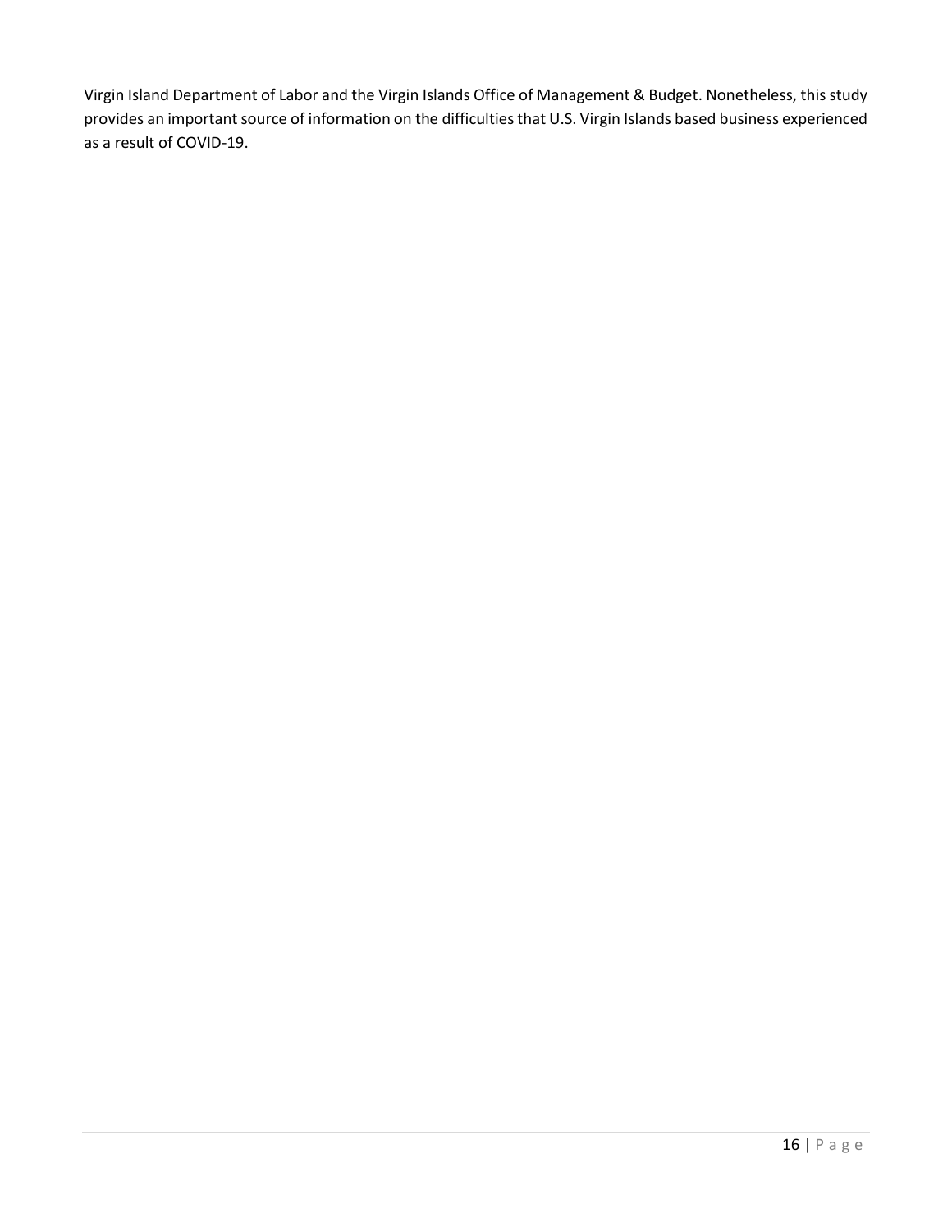Virgin Island Department of Labor and the Virgin Islands Office of Management & Budget. Nonetheless, this study provides an important source of information on the difficulties that U.S. Virgin Islands based business experienced as a result of COVID-19.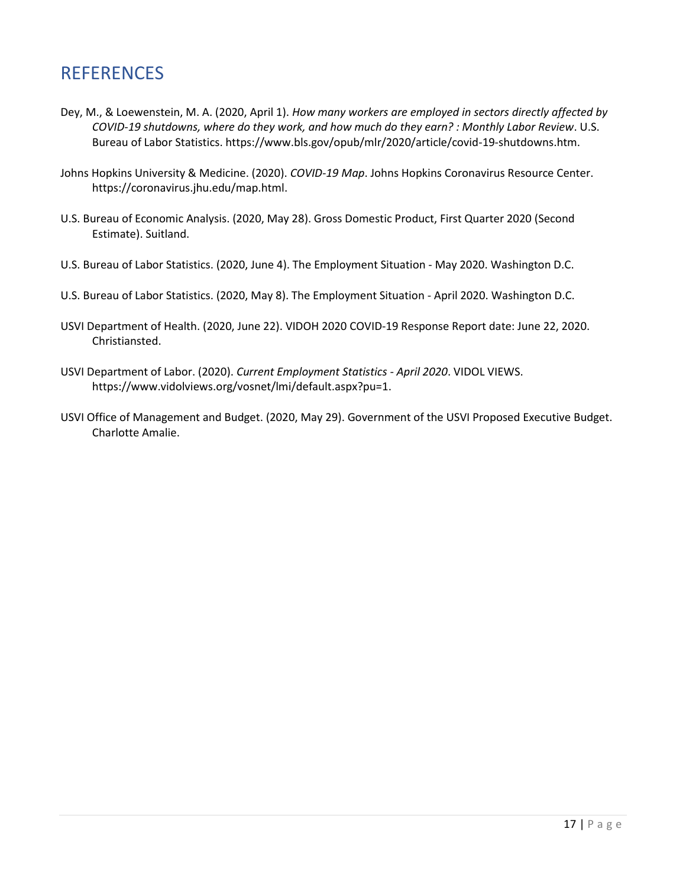# REFERENCES

Dey, M., & Loewenstein, M. A. (2020, April 1). *How many workers are employed in sectors directly affected by COVID-19 shutdowns, where do they work, and how much do they earn? : Monthly Labor Review*. U.S. Bureau of Labor Statistics. https://www.bls.gov/opub/mlr/2020/article/covid-19-shutdowns.htm.

Johns Hopkins University & Medicine. (2020). *COVID-19 Map*. Johns Hopkins Coronavirus Resource Center. https://coronavirus.jhu.edu/map.html.

U.S. Bureau of Economic Analysis. (2020, May 28). Gross Domestic Product, First Quarter 2020 (Second Estimate). Suitland.

U.S. Bureau of Labor Statistics. (2020, June 4). The Employment Situation - May 2020. Washington D.C.

U.S. Bureau of Labor Statistics. (2020, May 8). The Employment Situation - April 2020. Washington D.C.

USVI Department of Health. (2020, June 22). VIDOH 2020 COVID-19 Response Report date: June 22, 2020. Christiansted.

USVI Department of Labor. (2020). *Current Employment Statistics - April 2020*. VIDOL VIEWS. https://www.vidolviews.org/vosnet/lmi/default.aspx?pu=1.

USVI Office of Management and Budget. (2020, May 29). Government of the USVI Proposed Executive Budget. Charlotte Amalie.